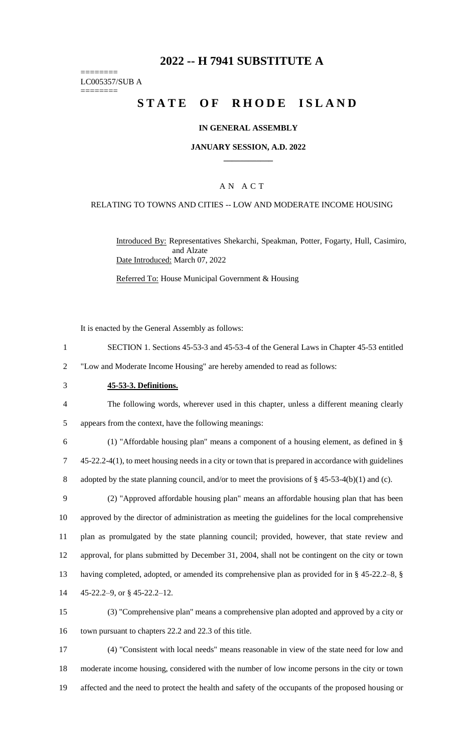# 2022 -- H 7941 SUBSTITUTE A

========
LC005357/SUB A
========

# STATE OF RHODE ISLAND

## IN GENERAL ASSEMBLY

### JANUARY SESSION, A.D. 2022

### A N A C T

RELATING TO TOWNS AND CITIES -- LOW AND MODERATE INCOME HOUSING

Introduced By: Representatives Shekarchi, Speakman, Potter, Fogarty, Hull, Casimiro, and Alzate

Date Introduced: March 07, 2022

Referred To: House Municipal Government & Housing

It is enacted by the General Assembly as follows:

1 SECTION 1. Sections 45-53-3 and 45-53-4 of the General Laws in Chapter 45-53 entitled
2 "Low and Moderate Income Housing" are hereby amended to read as follows:

3 **45-53-3. Definitions.**

4 The following words, wherever used in this chapter, unless a different meaning clearly
5 appears from the context, have the following meanings:

6 (1) "Affordable housing plan" means a component of a housing element, as defined in §
7 45-22.2-4(1), to meet housing needs in a city or town that is prepared in accordance with guidelines
8 adopted by the state planning council, and/or to meet the provisions of § 45-53-4(b)(1) and (c).

9 (2) "Approved affordable housing plan" means an affordable housing plan that has been
10 approved by the director of administration as meeting the guidelines for the local comprehensive
11 plan as promulgated by the state planning council; provided, however, that state review and
12 approval, for plans submitted by December 31, 2004, shall not be contingent on the city or town
13 having completed, adopted, or amended its comprehensive plan as provided for in § 45-22.2–8, §
14 45-22.2–9, or § 45-22.2–12.

15 (3) "Comprehensive plan" means a comprehensive plan adopted and approved by a city or
16 town pursuant to chapters 22.2 and 22.3 of this title.

17 (4) "Consistent with local needs" means reasonable in view of the state need for low and
18 moderate income housing, considered with the number of low income persons in the city or town
19 affected and the need to protect the health and safety of the occupants of the proposed housing or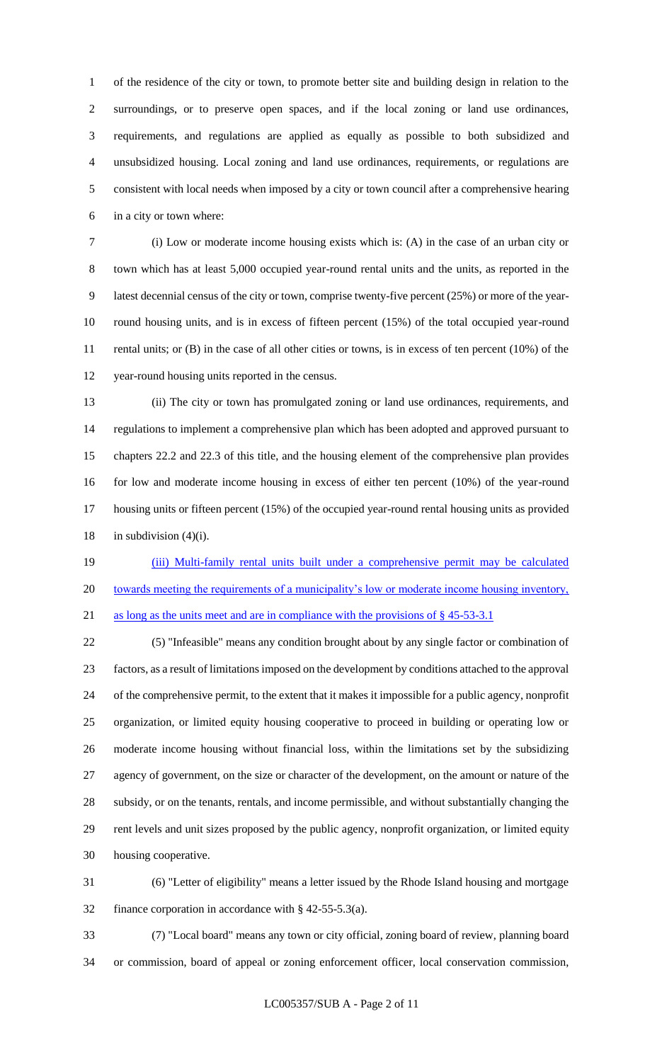of the residence of the city or town, to promote better site and building design in relation to the surroundings, or to preserve open spaces, and if the local zoning or land use ordinances, requirements, and regulations are applied as equally as possible to both subsidized and unsubsidized housing. Local zoning and land use ordinances, requirements, or regulations are consistent with local needs when imposed by a city or town council after a comprehensive hearing in a city or town where:

(i) Low or moderate income housing exists which is: (A) in the case of an urban city or town which has at least 5,000 occupied year-round rental units and the units, as reported in the latest decennial census of the city or town, comprise twenty-five percent (25%) or more of the year-round housing units, and is in excess of fifteen percent (15%) of the total occupied year-round rental units; or (B) in the case of all other cities or towns, is in excess of ten percent (10%) of the year-round housing units reported in the census.

(ii) The city or town has promulgated zoning or land use ordinances, requirements, and regulations to implement a comprehensive plan which has been adopted and approved pursuant to chapters 22.2 and 22.3 of this title, and the housing element of the comprehensive plan provides for low and moderate income housing in excess of either ten percent (10%) of the year-round housing units or fifteen percent (15%) of the occupied year-round rental housing units as provided in subdivision (4)(i).

<u>(iii) Multi-family rental units built under a comprehensive permit may be calculated towards meeting the requirements of a municipality's low or moderate income housing inventory, as long as the units meet and are in compliance with the provisions of § 45-53-3.1</u>

(5) "Infeasible" means any condition brought about by any single factor or combination of factors, as a result of limitations imposed on the development by conditions attached to the approval of the comprehensive permit, to the extent that it makes it impossible for a public agency, nonprofit organization, or limited equity housing cooperative to proceed in building or operating low or moderate income housing without financial loss, within the limitations set by the subsidizing agency of government, on the size or character of the development, on the amount or nature of the subsidy, or on the tenants, rentals, and income permissible, and without substantially changing the rent levels and unit sizes proposed by the public agency, nonprofit organization, or limited equity housing cooperative.

(6) "Letter of eligibility" means a letter issued by the Rhode Island housing and mortgage finance corporation in accordance with § 42-55-5.3(a).

(7) "Local board" means any town or city official, zoning board of review, planning board or commission, board of appeal or zoning enforcement officer, local conservation commission,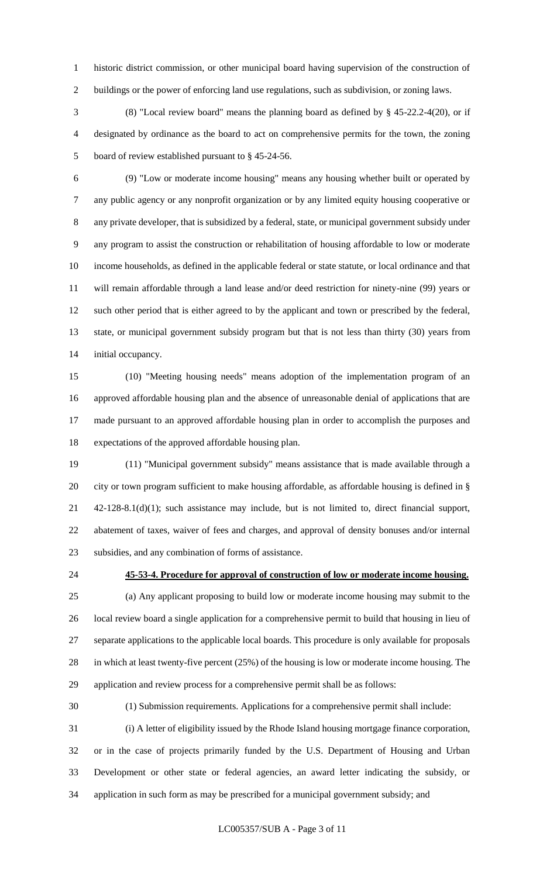historic district commission, or other municipal board having supervision of the construction of buildings or the power of enforcing land use regulations, such as subdivision, or zoning laws.

(8) "Local review board" means the planning board as defined by § 45-22.2-4(20), or if designated by ordinance as the board to act on comprehensive permits for the town, the zoning board of review established pursuant to § 45-24-56.

(9) "Low or moderate income housing" means any housing whether built or operated by any public agency or any nonprofit organization or by any limited equity housing cooperative or any private developer, that is subsidized by a federal, state, or municipal government subsidy under any program to assist the construction or rehabilitation of housing affordable to low or moderate income households, as defined in the applicable federal or state statute, or local ordinance and that will remain affordable through a land lease and/or deed restriction for ninety-nine (99) years or such other period that is either agreed to by the applicant and town or prescribed by the federal, state, or municipal government subsidy program but that is not less than thirty (30) years from initial occupancy.

(10) "Meeting housing needs" means adoption of the implementation program of an approved affordable housing plan and the absence of unreasonable denial of applications that are made pursuant to an approved affordable housing plan in order to accomplish the purposes and expectations of the approved affordable housing plan.

(11) "Municipal government subsidy" means assistance that is made available through a city or town program sufficient to make housing affordable, as affordable housing is defined in § 42-128-8.1(d)(1); such assistance may include, but is not limited to, direct financial support, abatement of taxes, waiver of fees and charges, and approval of density bonuses and/or internal subsidies, and any combination of forms of assistance.

**45-53-4. Procedure for approval of construction of low or moderate income housing.**

(a) Any applicant proposing to build low or moderate income housing may submit to the local review board a single application for a comprehensive permit to build that housing in lieu of separate applications to the applicable local boards. This procedure is only available for proposals in which at least twenty-five percent (25%) of the housing is low or moderate income housing. The application and review process for a comprehensive permit shall be as follows:

(1) Submission requirements. Applications for a comprehensive permit shall include:

(i) A letter of eligibility issued by the Rhode Island housing mortgage finance corporation, or in the case of projects primarily funded by the U.S. Department of Housing and Urban Development or other state or federal agencies, an award letter indicating the subsidy, or application in such form as may be prescribed for a municipal government subsidy; and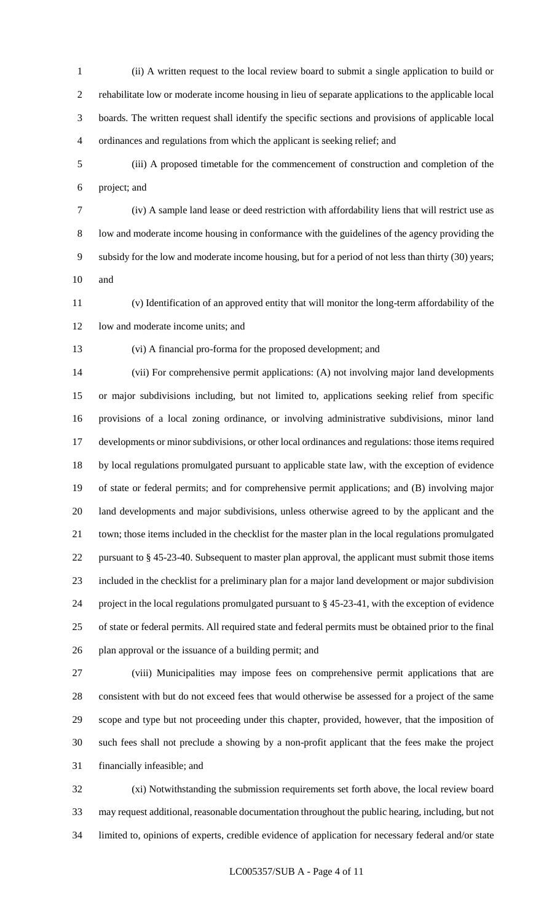(ii) A written request to the local review board to submit a single application to build or rehabilitate low or moderate income housing in lieu of separate applications to the applicable local boards. The written request shall identify the specific sections and provisions of applicable local ordinances and regulations from which the applicant is seeking relief; and

(iii) A proposed timetable for the commencement of construction and completion of the project; and

(iv) A sample land lease or deed restriction with affordability liens that will restrict use as low and moderate income housing in conformance with the guidelines of the agency providing the subsidy for the low and moderate income housing, but for a period of not less than thirty (30) years; and

(v) Identification of an approved entity that will monitor the long-term affordability of the low and moderate income units; and

(vi) A financial pro-forma for the proposed development; and

(vii) For comprehensive permit applications: (A) not involving major land developments or major subdivisions including, but not limited to, applications seeking relief from specific provisions of a local zoning ordinance, or involving administrative subdivisions, minor land developments or minor subdivisions, or other local ordinances and regulations: those items required by local regulations promulgated pursuant to applicable state law, with the exception of evidence of state or federal permits; and for comprehensive permit applications; and (B) involving major land developments and major subdivisions, unless otherwise agreed to by the applicant and the town; those items included in the checklist for the master plan in the local regulations promulgated pursuant to § 45-23-40. Subsequent to master plan approval, the applicant must submit those items included in the checklist for a preliminary plan for a major land development or major subdivision project in the local regulations promulgated pursuant to § 45-23-41, with the exception of evidence of state or federal permits. All required state and federal permits must be obtained prior to the final plan approval or the issuance of a building permit; and

(viii) Municipalities may impose fees on comprehensive permit applications that are consistent with but do not exceed fees that would otherwise be assessed for a project of the same scope and type but not proceeding under this chapter, provided, however, that the imposition of such fees shall not preclude a showing by a non-profit applicant that the fees make the project financially infeasible; and

(xi) Notwithstanding the submission requirements set forth above, the local review board may request additional, reasonable documentation throughout the public hearing, including, but not limited to, opinions of experts, credible evidence of application for necessary federal and/or state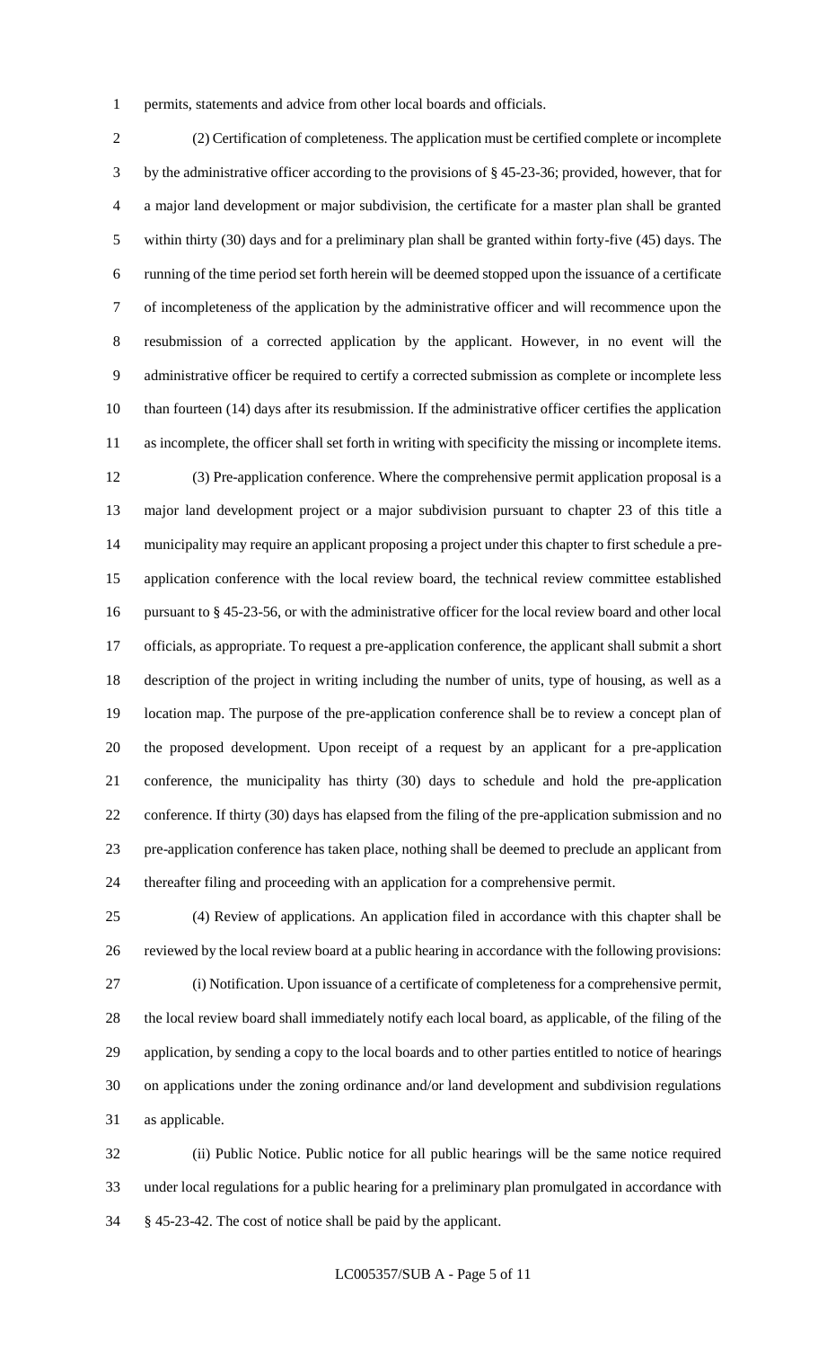permits, statements and advice from other local boards and officials.

(2) Certification of completeness. The application must be certified complete or incomplete by the administrative officer according to the provisions of § 45-23-36; provided, however, that for a major land development or major subdivision, the certificate for a master plan shall be granted within thirty (30) days and for a preliminary plan shall be granted within forty-five (45) days. The running of the time period set forth herein will be deemed stopped upon the issuance of a certificate of incompleteness of the application by the administrative officer and will recommence upon the resubmission of a corrected application by the applicant. However, in no event will the administrative officer be required to certify a corrected submission as complete or incomplete less than fourteen (14) days after its resubmission. If the administrative officer certifies the application as incomplete, the officer shall set forth in writing with specificity the missing or incomplete items.

(3) Pre-application conference. Where the comprehensive permit application proposal is a major land development project or a major subdivision pursuant to chapter 23 of this title a municipality may require an applicant proposing a project under this chapter to first schedule a pre-application conference with the local review board, the technical review committee established pursuant to § 45-23-56, or with the administrative officer for the local review board and other local officials, as appropriate. To request a pre-application conference, the applicant shall submit a short description of the project in writing including the number of units, type of housing, as well as a location map. The purpose of the pre-application conference shall be to review a concept plan of the proposed development. Upon receipt of a request by an applicant for a pre-application conference, the municipality has thirty (30) days to schedule and hold the pre-application conference. If thirty (30) days has elapsed from the filing of the pre-application submission and no pre-application conference has taken place, nothing shall be deemed to preclude an applicant from thereafter filing and proceeding with an application for a comprehensive permit.

(4) Review of applications. An application filed in accordance with this chapter shall be reviewed by the local review board at a public hearing in accordance with the following provisions:

(i) Notification. Upon issuance of a certificate of completeness for a comprehensive permit, the local review board shall immediately notify each local board, as applicable, of the filing of the application, by sending a copy to the local boards and to other parties entitled to notice of hearings on applications under the zoning ordinance and/or land development and subdivision regulations as applicable.

(ii) Public Notice. Public notice for all public hearings will be the same notice required under local regulations for a public hearing for a preliminary plan promulgated in accordance with § 45-23-42. The cost of notice shall be paid by the applicant.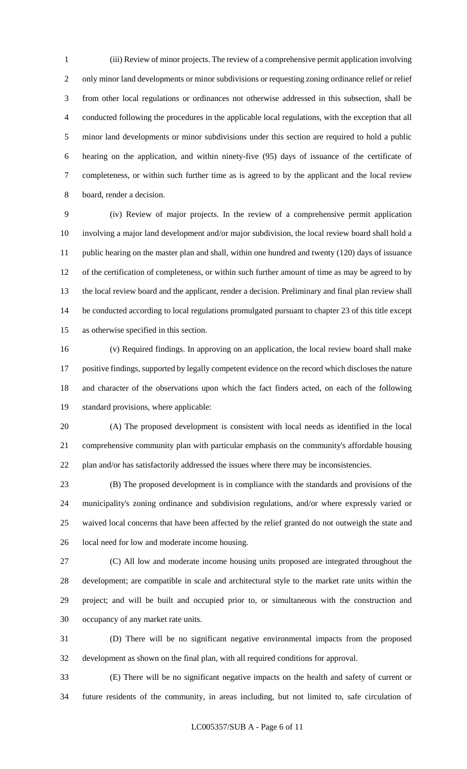(iii) Review of minor projects. The review of a comprehensive permit application involving only minor land developments or minor subdivisions or requesting zoning ordinance relief or relief from other local regulations or ordinances not otherwise addressed in this subsection, shall be conducted following the procedures in the applicable local regulations, with the exception that all minor land developments or minor subdivisions under this section are required to hold a public hearing on the application, and within ninety-five (95) days of issuance of the certificate of completeness, or within such further time as is agreed to by the applicant and the local review board, render a decision.

(iv) Review of major projects. In the review of a comprehensive permit application involving a major land development and/or major subdivision, the local review board shall hold a public hearing on the master plan and shall, within one hundred and twenty (120) days of issuance of the certification of completeness, or within such further amount of time as may be agreed to by the local review board and the applicant, render a decision. Preliminary and final plan review shall be conducted according to local regulations promulgated pursuant to chapter 23 of this title except as otherwise specified in this section.

(v) Required findings. In approving on an application, the local review board shall make positive findings, supported by legally competent evidence on the record which discloses the nature and character of the observations upon which the fact finders acted, on each of the following standard provisions, where applicable:

(A) The proposed development is consistent with local needs as identified in the local comprehensive community plan with particular emphasis on the community's affordable housing plan and/or has satisfactorily addressed the issues where there may be inconsistencies.

(B) The proposed development is in compliance with the standards and provisions of the municipality's zoning ordinance and subdivision regulations, and/or where expressly varied or waived local concerns that have been affected by the relief granted do not outweigh the state and local need for low and moderate income housing.

(C) All low and moderate income housing units proposed are integrated throughout the development; are compatible in scale and architectural style to the market rate units within the project; and will be built and occupied prior to, or simultaneous with the construction and occupancy of any market rate units.

(D) There will be no significant negative environmental impacts from the proposed development as shown on the final plan, with all required conditions for approval.

(E) There will be no significant negative impacts on the health and safety of current or future residents of the community, in areas including, but not limited to, safe circulation of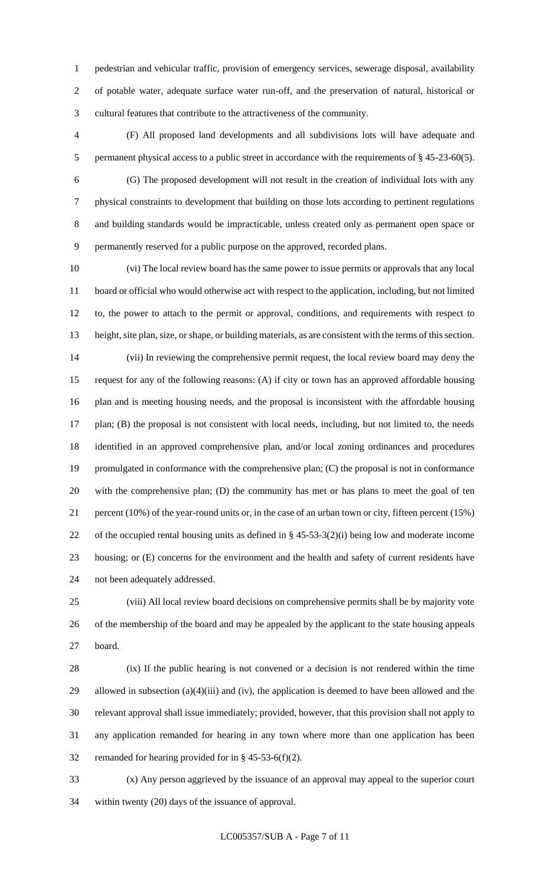pedestrian and vehicular traffic, provision of emergency services, sewerage disposal, availability of potable water, adequate surface water run-off, and the preservation of natural, historical or cultural features that contribute to the attractiveness of the community.

(F) All proposed land developments and all subdivisions lots will have adequate and permanent physical access to a public street in accordance with the requirements of § 45-23-60(5).

(G) The proposed development will not result in the creation of individual lots with any physical constraints to development that building on those lots according to pertinent regulations and building standards would be impracticable, unless created only as permanent open space or permanently reserved for a public purpose on the approved, recorded plans.

(vi) The local review board has the same power to issue permits or approvals that any local board or official who would otherwise act with respect to the application, including, but not limited to, the power to attach to the permit or approval, conditions, and requirements with respect to height, site plan, size, or shape, or building materials, as are consistent with the terms of this section.

(vii) In reviewing the comprehensive permit request, the local review board may deny the request for any of the following reasons: (A) if city or town has an approved affordable housing plan and is meeting housing needs, and the proposal is inconsistent with the affordable housing plan; (B) the proposal is not consistent with local needs, including, but not limited to, the needs identified in an approved comprehensive plan, and/or local zoning ordinances and procedures promulgated in conformance with the comprehensive plan; (C) the proposal is not in conformance with the comprehensive plan; (D) the community has met or has plans to meet the goal of ten percent (10%) of the year-round units or, in the case of an urban town or city, fifteen percent (15%) of the occupied rental housing units as defined in § 45-53-3(2)(i) being low and moderate income housing; or (E) concerns for the environment and the health and safety of current residents have not been adequately addressed.

(viii) All local review board decisions on comprehensive permits shall be by majority vote of the membership of the board and may be appealed by the applicant to the state housing appeals board.

(ix) If the public hearing is not convened or a decision is not rendered within the time allowed in subsection (a)(4)(iii) and (iv), the application is deemed to have been allowed and the relevant approval shall issue immediately; provided, however, that this provision shall not apply to any application remanded for hearing in any town where more than one application has been remanded for hearing provided for in § 45-53-6(f)(2).

(x) Any person aggrieved by the issuance of an approval may appeal to the superior court within twenty (20) days of the issuance of approval.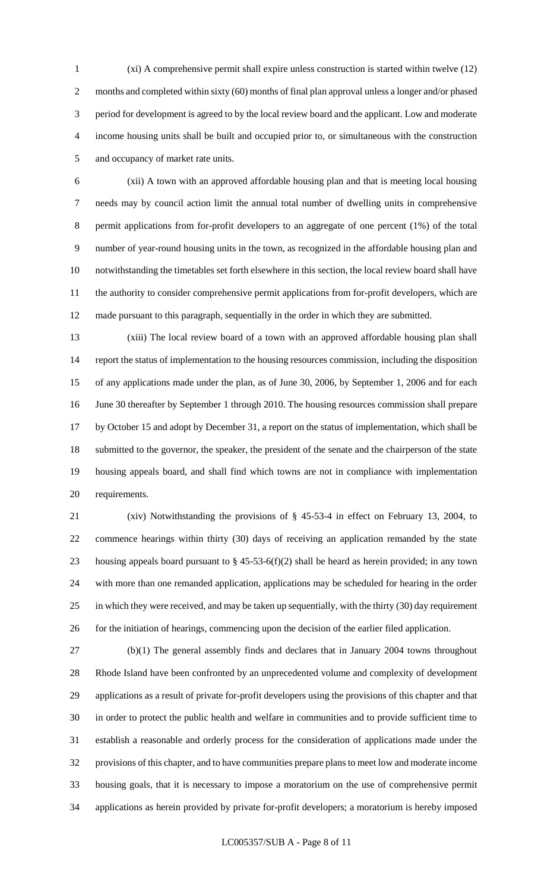(xi) A comprehensive permit shall expire unless construction is started within twelve (12) months and completed within sixty (60) months of final plan approval unless a longer and/or phased period for development is agreed to by the local review board and the applicant. Low and moderate income housing units shall be built and occupied prior to, or simultaneous with the construction and occupancy of market rate units.

(xii) A town with an approved affordable housing plan and that is meeting local housing needs may by council action limit the annual total number of dwelling units in comprehensive permit applications from for-profit developers to an aggregate of one percent (1%) of the total number of year-round housing units in the town, as recognized in the affordable housing plan and notwithstanding the timetables set forth elsewhere in this section, the local review board shall have the authority to consider comprehensive permit applications from for-profit developers, which are made pursuant to this paragraph, sequentially in the order in which they are submitted.

(xiii) The local review board of a town with an approved affordable housing plan shall report the status of implementation to the housing resources commission, including the disposition of any applications made under the plan, as of June 30, 2006, by September 1, 2006 and for each June 30 thereafter by September 1 through 2010. The housing resources commission shall prepare by October 15 and adopt by December 31, a report on the status of implementation, which shall be submitted to the governor, the speaker, the president of the senate and the chairperson of the state housing appeals board, and shall find which towns are not in compliance with implementation requirements.

(xiv) Notwithstanding the provisions of § 45-53-4 in effect on February 13, 2004, to commence hearings within thirty (30) days of receiving an application remanded by the state housing appeals board pursuant to § 45-53-6(f)(2) shall be heard as herein provided; in any town with more than one remanded application, applications may be scheduled for hearing in the order in which they were received, and may be taken up sequentially, with the thirty (30) day requirement for the initiation of hearings, commencing upon the decision of the earlier filed application.

(b)(1) The general assembly finds and declares that in January 2004 towns throughout Rhode Island have been confronted by an unprecedented volume and complexity of development applications as a result of private for-profit developers using the provisions of this chapter and that in order to protect the public health and welfare in communities and to provide sufficient time to establish a reasonable and orderly process for the consideration of applications made under the provisions of this chapter, and to have communities prepare plans to meet low and moderate income housing goals, that it is necessary to impose a moratorium on the use of comprehensive permit applications as herein provided by private for-profit developers; a moratorium is hereby imposed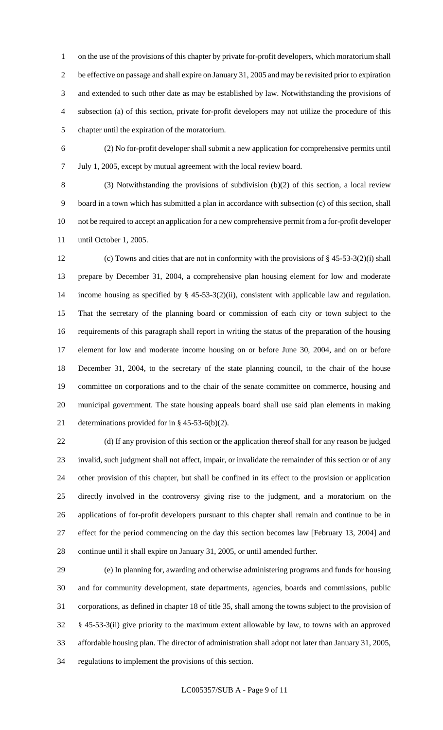on the use of the provisions of this chapter by private for-profit developers, which moratorium shall be effective on passage and shall expire on January 31, 2005 and may be revisited prior to expiration and extended to such other date as may be established by law. Notwithstanding the provisions of subsection (a) of this section, private for-profit developers may not utilize the procedure of this chapter until the expiration of the moratorium.

(2) No for-profit developer shall submit a new application for comprehensive permits until July 1, 2005, except by mutual agreement with the local review board.

(3) Notwithstanding the provisions of subdivision (b)(2) of this section, a local review board in a town which has submitted a plan in accordance with subsection (c) of this section, shall not be required to accept an application for a new comprehensive permit from a for-profit developer until October 1, 2005.

(c) Towns and cities that are not in conformity with the provisions of § 45-53-3(2)(i) shall prepare by December 31, 2004, a comprehensive plan housing element for low and moderate income housing as specified by § 45-53-3(2)(ii), consistent with applicable law and regulation. That the secretary of the planning board or commission of each city or town subject to the requirements of this paragraph shall report in writing the status of the preparation of the housing element for low and moderate income housing on or before June 30, 2004, and on or before December 31, 2004, to the secretary of the state planning council, to the chair of the house committee on corporations and to the chair of the senate committee on commerce, housing and municipal government. The state housing appeals board shall use said plan elements in making determinations provided for in § 45-53-6(b)(2).

(d) If any provision of this section or the application thereof shall for any reason be judged invalid, such judgment shall not affect, impair, or invalidate the remainder of this section or of any other provision of this chapter, but shall be confined in its effect to the provision or application directly involved in the controversy giving rise to the judgment, and a moratorium on the applications of for-profit developers pursuant to this chapter shall remain and continue to be in effect for the period commencing on the day this section becomes law [February 13, 2004] and continue until it shall expire on January 31, 2005, or until amended further.

(e) In planning for, awarding and otherwise administering programs and funds for housing and for community development, state departments, agencies, boards and commissions, public corporations, as defined in chapter 18 of title 35, shall among the towns subject to the provision of § 45-53-3(ii) give priority to the maximum extent allowable by law, to towns with an approved affordable housing plan. The director of administration shall adopt not later than January 31, 2005, regulations to implement the provisions of this section.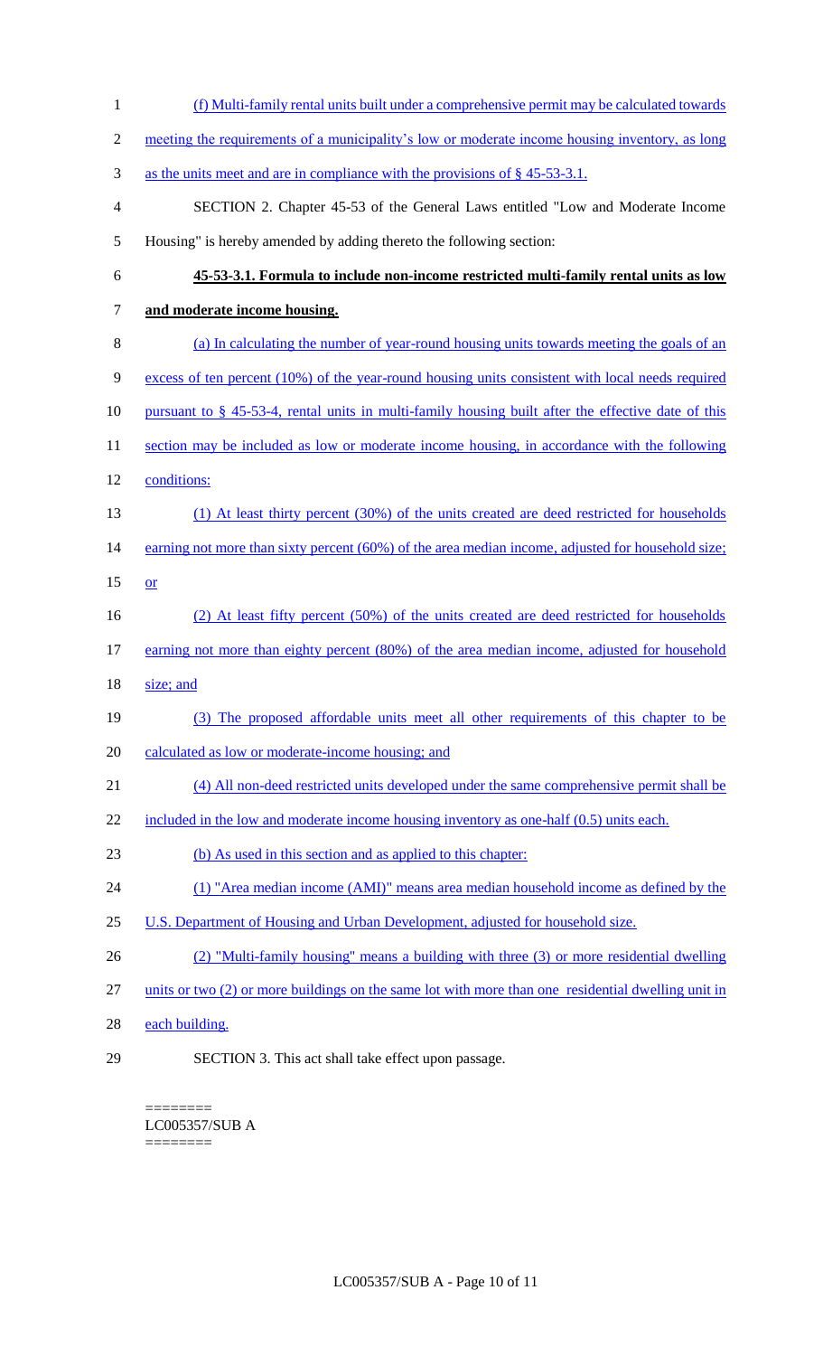(f) Multi-family rental units built under a comprehensive permit may be calculated towards meeting the requirements of a municipality's low or moderate income housing inventory, as long as the units meet and are in compliance with the provisions of § 45-53-3.1.

SECTION 2. Chapter 45-53 of the General Laws entitled "Low and Moderate Income Housing" is hereby amended by adding thereto the following section:

**45-53-3.1. Formula to include non-income restricted multi-family rental units as low and moderate income housing.**

(a) In calculating the number of year-round housing units towards meeting the goals of an excess of ten percent (10%) of the year-round housing units consistent with local needs required pursuant to § 45-53-4, rental units in multi-family housing built after the effective date of this section may be included as low or moderate income housing, in accordance with the following conditions:

(1) At least thirty percent (30%) of the units created are deed restricted for households earning not more than sixty percent (60%) of the area median income, adjusted for household size; or

(2) At least fifty percent (50%) of the units created are deed restricted for households earning not more than eighty percent (80%) of the area median income, adjusted for household size; and

(3) The proposed affordable units meet all other requirements of this chapter to be calculated as low or moderate-income housing; and

(4) All non-deed restricted units developed under the same comprehensive permit shall be included in the low and moderate income housing inventory as one-half (0.5) units each.

(b) As used in this section and as applied to this chapter:

(1) "Area median income (AMI)" means area median household income as defined by the U.S. Department of Housing and Urban Development, adjusted for household size.

(2) "Multi-family housing" means a building with three (3) or more residential dwelling units or two (2) or more buildings on the same lot with more than one residential dwelling unit in each building.

SECTION 3. This act shall take effect upon passage.

========
LC005357/SUB A
========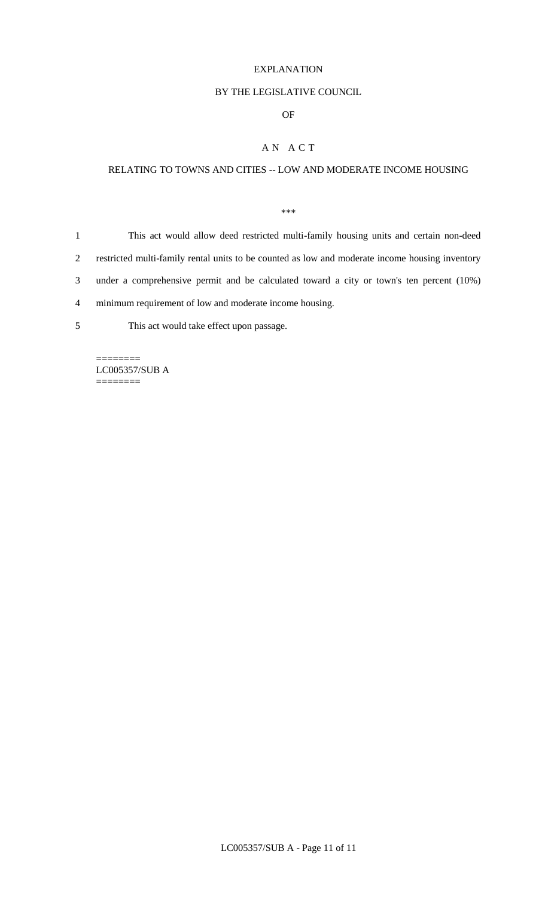EXPLANATION

BY THE LEGISLATIVE COUNCIL

OF

A N A C T

RELATING TO TOWNS AND CITIES -- LOW AND MODERATE INCOME HOUSING

\*\*\*

This act would allow deed restricted multi-family housing units and certain non-deed restricted multi-family rental units to be counted as low and moderate income housing inventory under a comprehensive permit and be calculated toward a city or town's ten percent (10%) minimum requirement of low and moderate income housing.

This act would take effect upon passage.

========
LC005357/SUB A
========